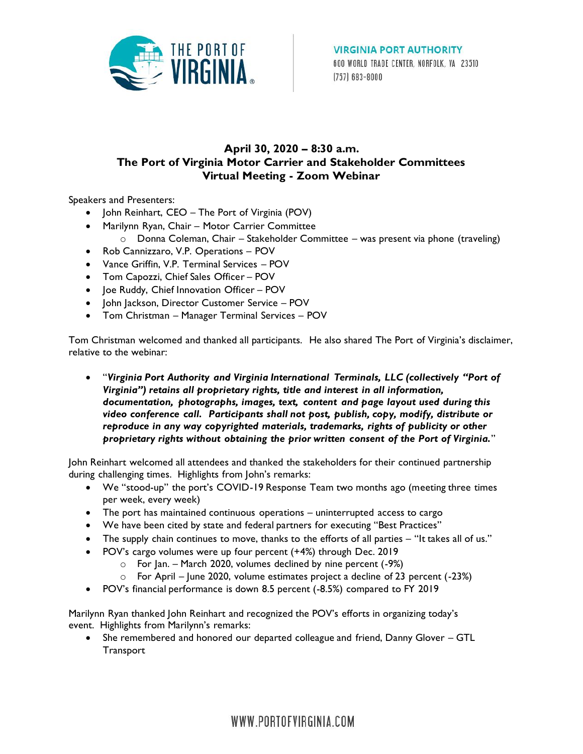VIRGINIA PORT AUTHORITY
600 WORLD TRADE CENTER, NORFOLK, VA 23510
(757) 683-8000

## April 30, 2020 – 8:30 a.m.
## The Port of Virginia Motor Carrier and Stakeholder Committees
## Virtual Meeting - Zoom Webinar

Speakers and Presenters:

- John Reinhart, CEO – The Port of Virginia (POV)
- Marilynn Ryan, Chair – Motor Carrier Committee
  - Donna Coleman, Chair – Stakeholder Committee – was present via phone (traveling)
- Rob Cannizzaro, V.P. Operations – POV
- Vance Griffin, V.P. Terminal Services – POV
- Tom Capozzi, Chief Sales Officer – POV
- Joe Ruddy, Chief Innovation Officer – POV
- John Jackson, Director Customer Service – POV
- Tom Christman – Manager Terminal Services – POV

Tom Christman welcomed and thanked all participants. He also shared The Port of Virginia's disclaimer, relative to the webinar:

- "***Virginia Port Authority and Virginia International Terminals, LLC (collectively "Port of Virginia") retains all proprietary rights, title and interest in all information, documentation, photographs, images, text, content and page layout used during this video conference call. Participants shall not post, publish, copy, modify, distribute or reproduce in any way copyrighted materials, trademarks, rights of publicity or other proprietary rights without obtaining the prior written consent of the Port of Virginia.***"

John Reinhart welcomed all attendees and thanked the stakeholders for their continued partnership during challenging times. Highlights from John's remarks:

- We "stood-up" the port's COVID-19 Response Team two months ago (meeting three times per week, every week)
- The port has maintained continuous operations – uninterrupted access to cargo
- We have been cited by state and federal partners for executing "Best Practices"
- The supply chain continues to move, thanks to the efforts of all parties – "It takes all of us."
- POV's cargo volumes were up four percent (+4%) through Dec. 2019
  - For Jan. – March 2020, volumes declined by nine percent (-9%)
  - For April – June 2020, volume estimates project a decline of 23 percent (-23%)
- POV's financial performance is down 8.5 percent (-8.5%) compared to FY 2019

Marilynn Ryan thanked John Reinhart and recognized the POV's efforts in organizing today's event. Highlights from Marilynn's remarks:

- She remembered and honored our departed colleague and friend, Danny Glover – GTL Transport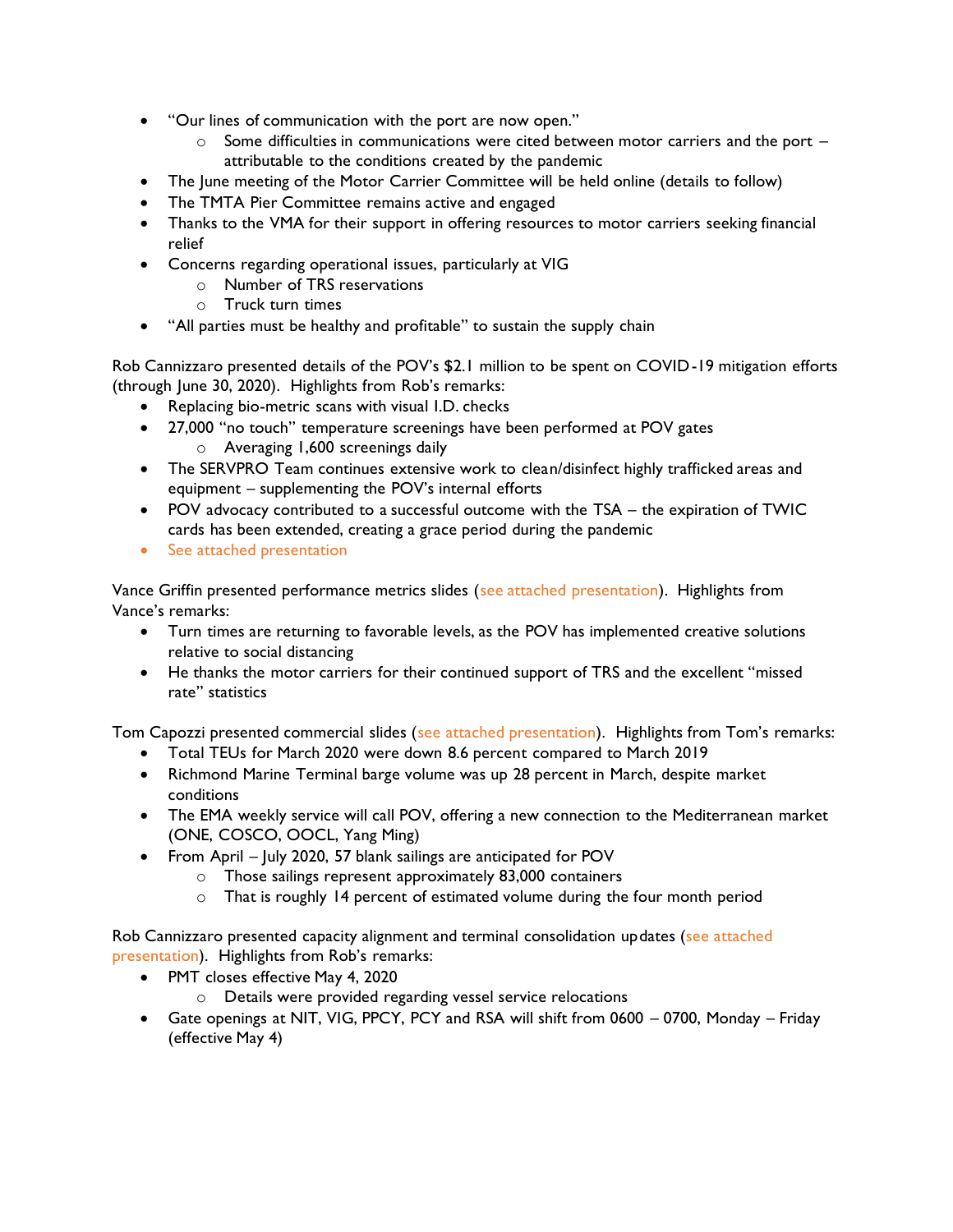- "Our lines of communication with the port are now open."
  - Some difficulties in communications were cited between motor carriers and the port – attributable to the conditions created by the pandemic
- The June meeting of the Motor Carrier Committee will be held online (details to follow)
- The TMTA Pier Committee remains active and engaged
- Thanks to the VMA for their support in offering resources to motor carriers seeking financial relief
- Concerns regarding operational issues, particularly at VIG
  - Number of TRS reservations
  - Truck turn times
- "All parties must be healthy and profitable" to sustain the supply chain

Rob Cannizzaro presented details of the POV's $2.1 million to be spent on COVID-19 mitigation efforts (through June 30, 2020). Highlights from Rob's remarks:

- Replacing bio-metric scans with visual I.D. checks
- 27,000 "no touch" temperature screenings have been performed at POV gates
  - Averaging 1,600 screenings daily
- The SERVPRO Team continues extensive work to clean/disinfect highly trafficked areas and equipment – supplementing the POV's internal efforts
- POV advocacy contributed to a successful outcome with the TSA – the expiration of TWIC cards has been extended, creating a grace period during the pandemic
- See attached presentation

Vance Griffin presented performance metrics slides (see attached presentation). Highlights from Vance's remarks:

- Turn times are returning to favorable levels, as the POV has implemented creative solutions relative to social distancing
- He thanks the motor carriers for their continued support of TRS and the excellent "missed rate" statistics

Tom Capozzi presented commercial slides (see attached presentation). Highlights from Tom's remarks:

- Total TEUs for March 2020 were down 8.6 percent compared to March 2019
- Richmond Marine Terminal barge volume was up 28 percent in March, despite market conditions
- The EMA weekly service will call POV, offering a new connection to the Mediterranean market (ONE, COSCO, OOCL, Yang Ming)
- From April – July 2020, 57 blank sailings are anticipated for POV
  - Those sailings represent approximately 83,000 containers
  - That is roughly 14 percent of estimated volume during the four month period

Rob Cannizzaro presented capacity alignment and terminal consolidation updates (see attached presentation). Highlights from Rob's remarks:

- PMT closes effective May 4, 2020
  - Details were provided regarding vessel service relocations
- Gate openings at NIT, VIG, PPCY, PCY and RSA will shift from 0600 – 0700, Monday – Friday (effective May 4)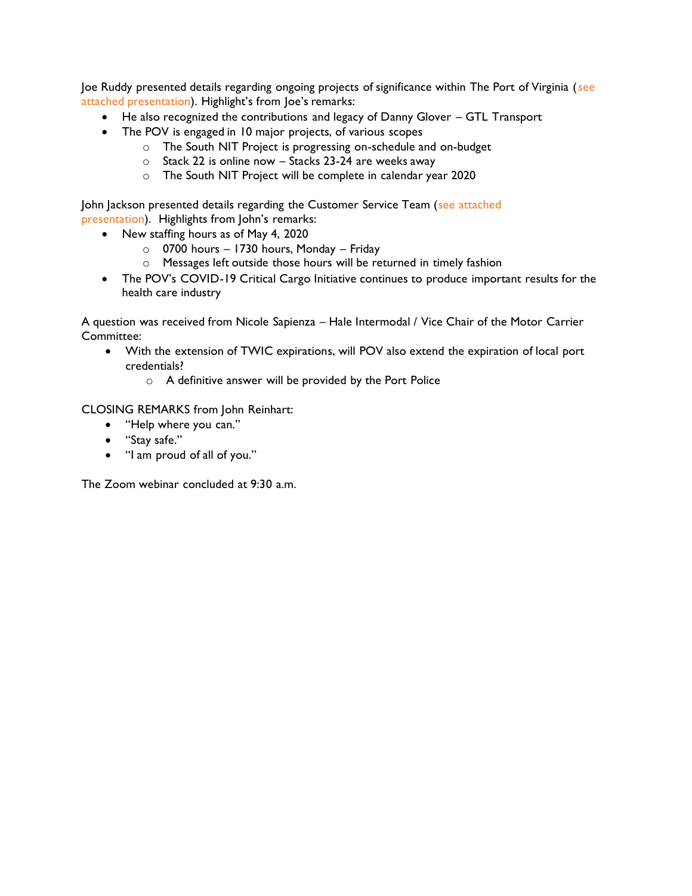Joe Ruddy presented details regarding ongoing projects of significance within The Port of Virginia (see attached presentation). Highlight's from Joe's remarks:

- He also recognized the contributions and legacy of Danny Glover – GTL Transport
- The POV is engaged in 10 major projects, of various scopes
    - The South NIT Project is progressing on-schedule and on-budget
    - Stack 22 is online now – Stacks 23-24 are weeks away
    - The South NIT Project will be complete in calendar year 2020

John Jackson presented details regarding the Customer Service Team (see attached presentation). Highlights from John's remarks:

- New staffing hours as of May 4, 2020
    - 0700 hours – 1730 hours, Monday – Friday
    - Messages left outside those hours will be returned in timely fashion
- The POV's COVID-19 Critical Cargo Initiative continues to produce important results for the health care industry

A question was received from Nicole Sapienza – Hale Intermodal / Vice Chair of the Motor Carrier Committee:

- With the extension of TWIC expirations, will POV also extend the expiration of local port credentials?
    - A definitive answer will be provided by the Port Police

CLOSING REMARKS from John Reinhart:

- "Help where you can."
- "Stay safe."
- "I am proud of all of you."

The Zoom webinar concluded at 9:30 a.m.